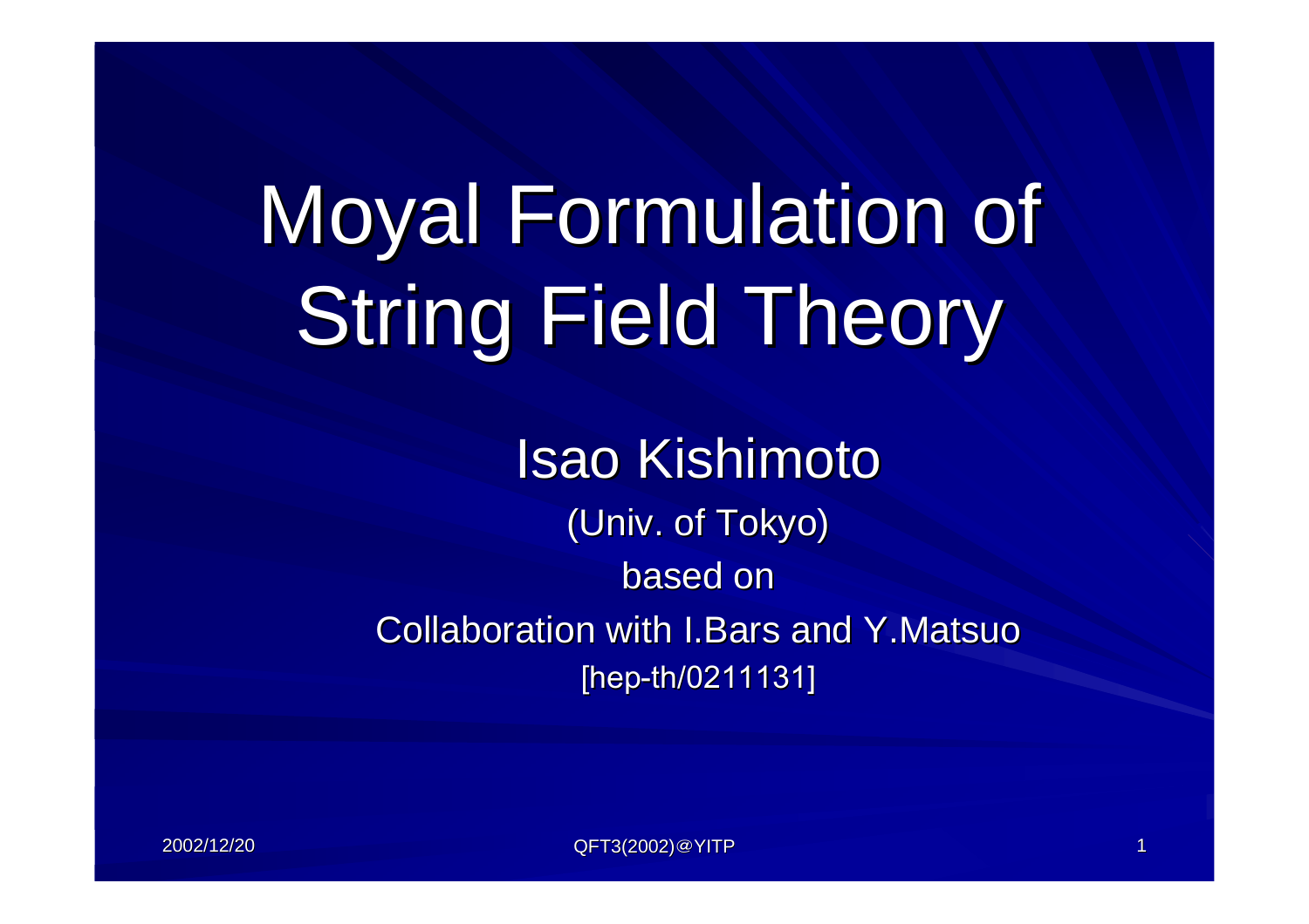# Moyal Formulation of String Field Theory

Isao Kishimoto

(Univ. of Tokyo)

based on

Collaboration with I.Bars and Y.Matsuo

[hep-th/0211131]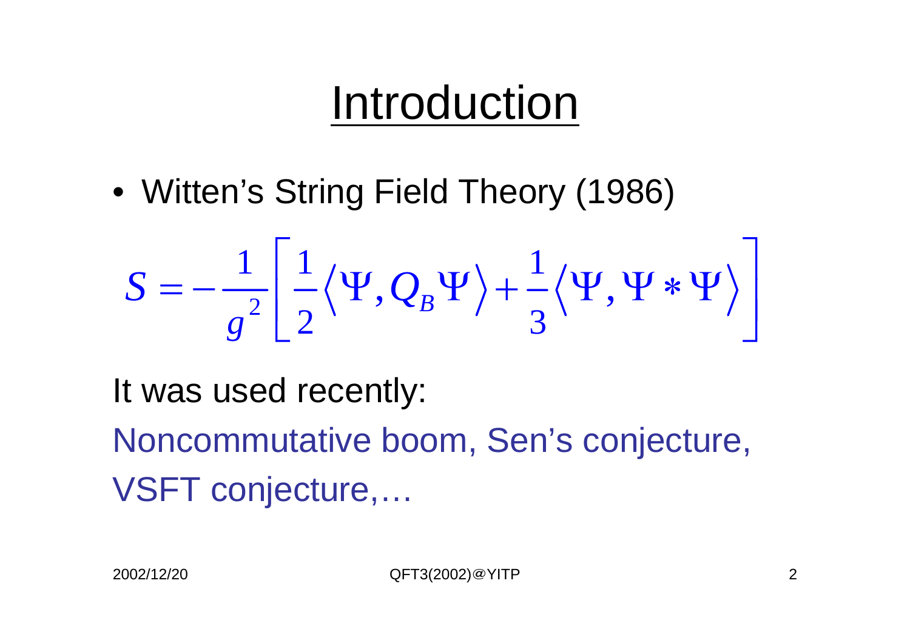# Introduction

- Witten's String Field Theory (1986)

$$S = -\frac{1}{g^2}\left[\frac{1}{2}\langle \Psi, Q_B \Psi\rangle + \frac{1}{3}\langle \Psi, \Psi * \Psi\rangle\right]$$

It was used recently:

Noncommutative boom, Sen's conjecture, VSFT conjecture,…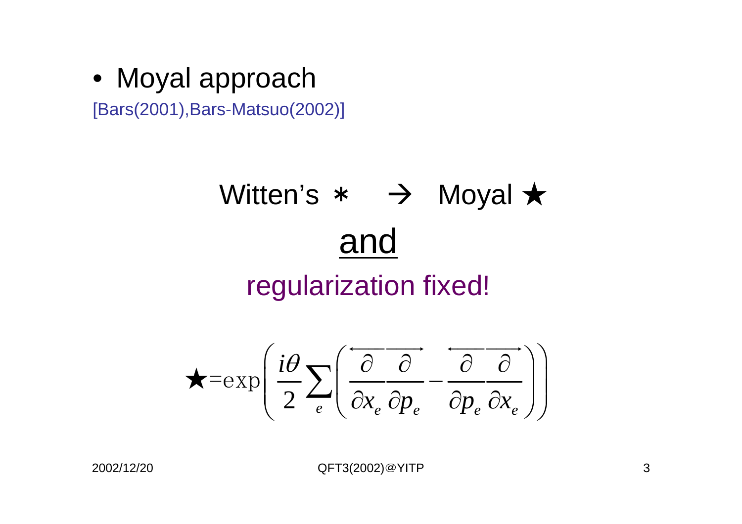- Moyal approach

[Bars(2001),Bars-Matsuo(2002)]

Witten's $*$ → Moyal ★

and

regularization fixed!

$$\bigstar = \exp\left(\frac{i\theta}{2}\sum_e\left(\frac{\overleftarrow{\partial}}{\partial x_e}\frac{\overrightarrow{\partial}}{\partial p_e}-\frac{\overleftarrow{\partial}}{\partial p_e}\frac{\overrightarrow{\partial}}{\partial x_e}\right)\right)$$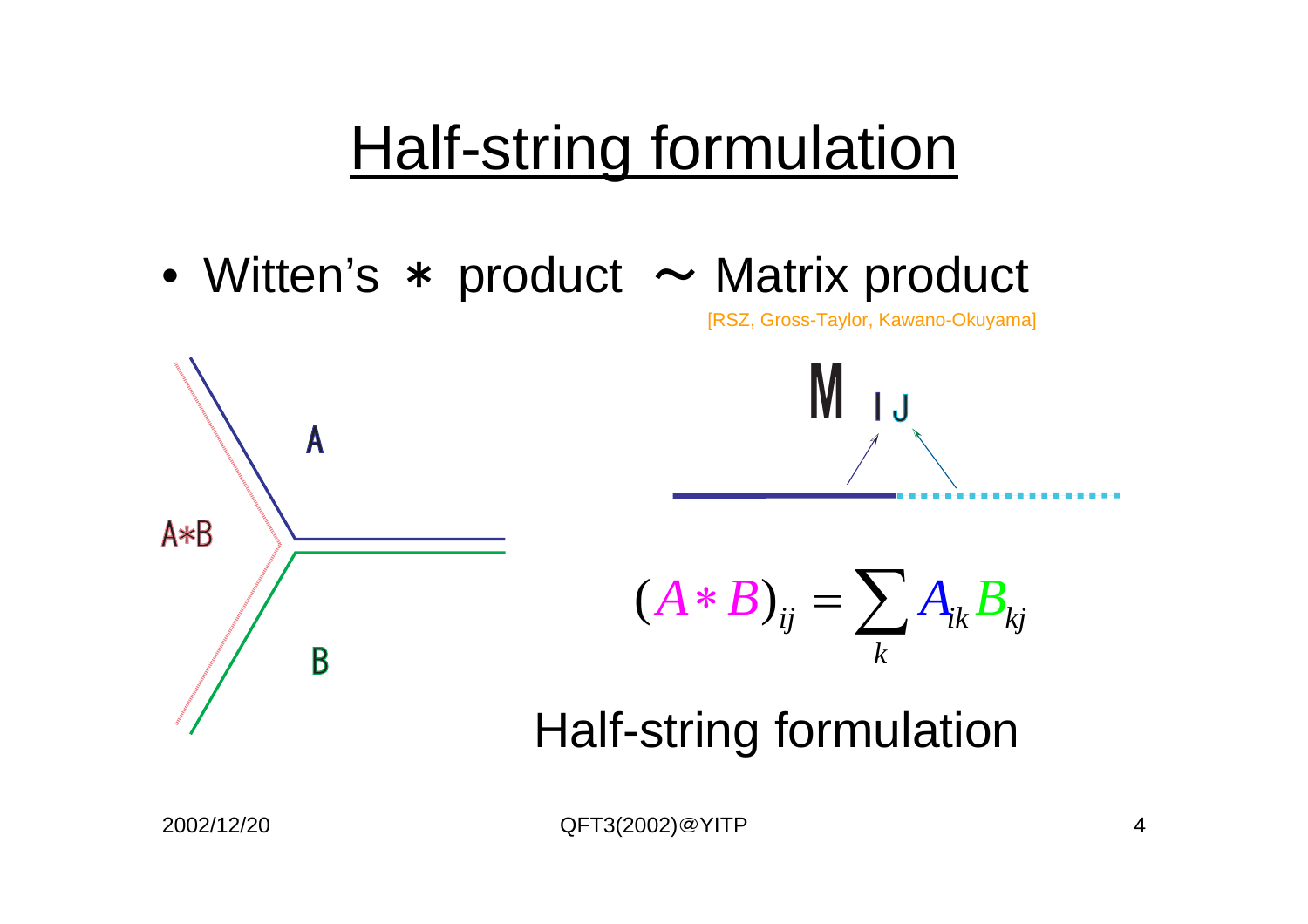# Half-string formulation

- Witten's $*$ product $\sim$ Matrix product

[RSZ, Gross-Taylor, Kawano-Okuyama]

A

A∗B

B

$M_{IJ}$

$$(A * B)_{ij} = \sum_k A_{ik} B_{kj}$$

Half-string formulation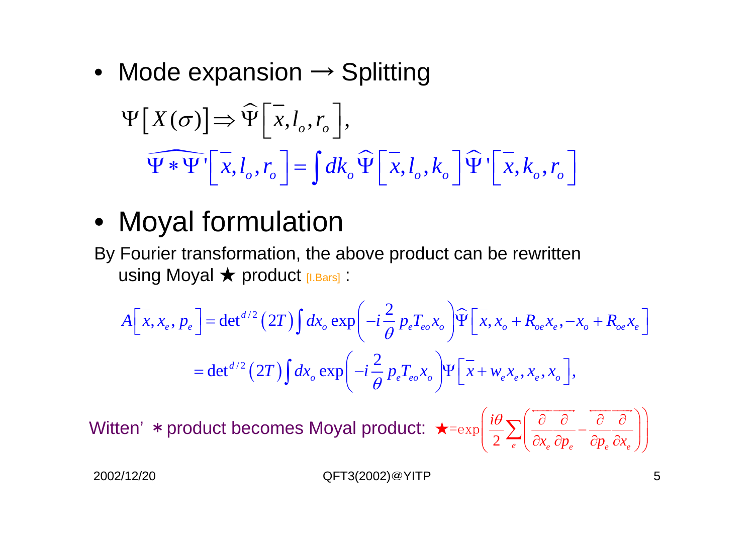- Mode expansion → Splitting

$$\Psi\left[X(\sigma)\right] \Rightarrow \widehat{\Psi}\left[\bar{x}, l_o, r_o\right],$$

$$\widehat{\Psi * \Psi'}\left[\bar{x}, l_o, r_o\right] = \int dk_o\, \widehat{\Psi}\left[\bar{x}, l_o, k_o\right] \widehat{\Psi}'\left[\bar{x}, k_o, r_o\right]$$

- Moyal formulation

By Fourier transformation, the above product can be rewritten using Moyal ★ product [I.Bars] :

$$A\left[\bar{x}, x_e, p_e\right] = \det{}^{d/2}(2T) \int dx_o \exp\left(-i\frac{2}{\theta} p_e T_{eo} x_o\right) \widehat{\Psi}\left[\bar{x}, x_o + R_{oe} x_e, -x_o + R_{oe} x_e\right]$$

$$= \det{}^{d/2}(2T) \int dx_o \exp\left(-i\frac{2}{\theta} p_e T_{eo} x_o\right) \Psi\left[\bar{x} + w_e x_e, x_e, x_o\right],$$

Witten' $*$ product becomes Moyal product: $\star = \exp\left(\frac{i\theta}{2}\sum_e \left(\frac{\overleftarrow{\partial}}{\partial x_e}\frac{\overrightarrow{\partial}}{\partial p_e} - \frac{\overleftarrow{\partial}}{\partial p_e}\frac{\overrightarrow{\partial}}{\partial x_e}\right)\right)$

2002/12/20 QFT3(2002)@YITP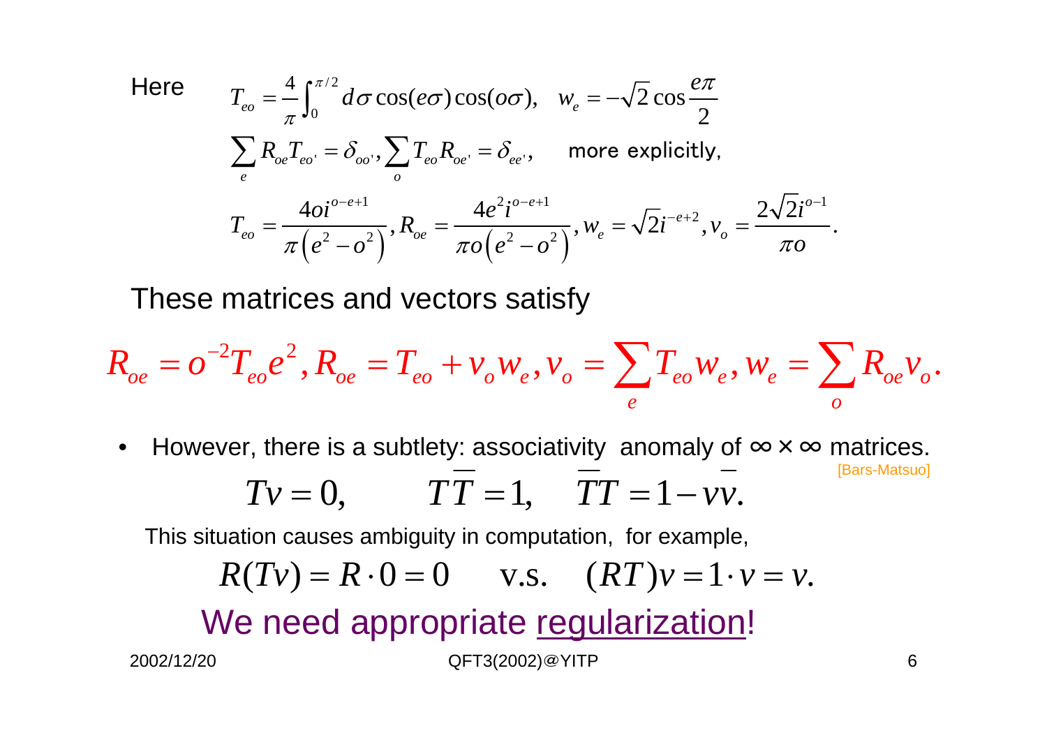Here
$$T_{eo} = \frac{4}{\pi}\int_0^{\pi/2} d\sigma \cos(e\sigma)\cos(o\sigma), \quad w_e = -\sqrt{2}\cos\frac{e\pi}{2}$$

$$\sum_e R_{oe}T_{eo'} = \delta_{oo'}, \sum_o T_{eo}R_{oe'} = \delta_{ee'}, \quad \text{more explicitly,}$$

$$T_{eo} = \frac{4oi^{o-e+1}}{\pi\left(e^2-o^2\right)}, R_{oe} = \frac{4e^2 i^{o-e+1}}{\pi o\left(e^2-o^2\right)}, w_e = \sqrt{2}i^{-e+2}, v_o = \frac{2\sqrt{2}i^{o-1}}{\pi o}.$$

These matrices and vectors satisfy

$$R_{oe} = o^{-2}T_{eo}e^2, R_{oe} = T_{eo} + v_o w_e, v_o = \sum_e T_{eo}w_e, w_e = \sum_o R_{oe}v_o.$$

- However, there is a subtlety: associativity anomaly of $\infty \times \infty$ matrices. [Bars-Matsuo]

$$Tv = 0, \qquad T\bar{T} = 1, \quad \bar{T}T = 1 - v\bar{v}.$$

This situation causes ambiguity in computation, for example,

$$R(Tv) = R\cdot 0 = 0 \quad \text{v.s.} \quad (RT)v = 1\cdot v = v.$$

We need appropriate regularization!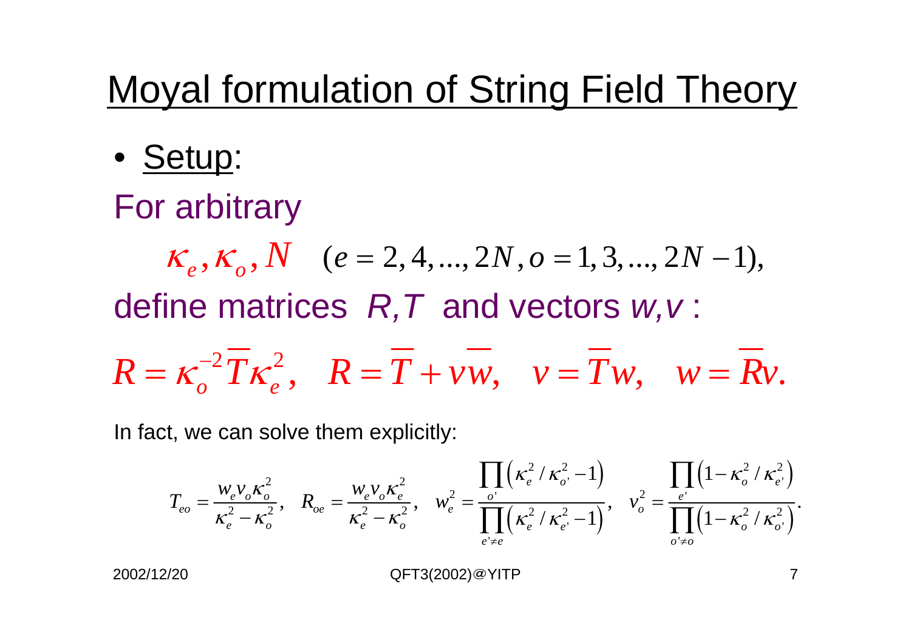# Moyal formulation of String Field Theory

- Setup:

For arbitrary

$$\kappa_e, \kappa_o, N \quad (e = 2, 4, ..., 2N, o = 1, 3, ..., 2N-1),$$

define matrices $R, T$ and vectors $w, v$ :

$$R = \kappa_o^{-2} \overline{T} \kappa_e^2, \quad R = \overline{T} + v\overline{w}, \quad v = \overline{T} w, \quad w = \overline{R} v.$$

In fact, we can solve them explicitly:

$$T_{eo} = \frac{w_e v_o \kappa_o^2}{\kappa_e^2 - \kappa_o^2}, \quad R_{oe} = \frac{w_e v_o \kappa_e^2}{\kappa_e^2 - \kappa_o^2}, \quad w_e^2 = \frac{\prod_{o'} \left( \kappa_e^2 / \kappa_{o'}^2 - 1 \right)}{\prod_{e' \neq e} \left( \kappa_e^2 / \kappa_{e'}^2 - 1 \right)}, \quad v_o^2 = \frac{\prod_{e'} \left( 1 - \kappa_o^2 / \kappa_{e'}^2 \right)}{\prod_{o' \neq o} \left( 1 - \kappa_o^2 / \kappa_{o'}^2 \right)}.$$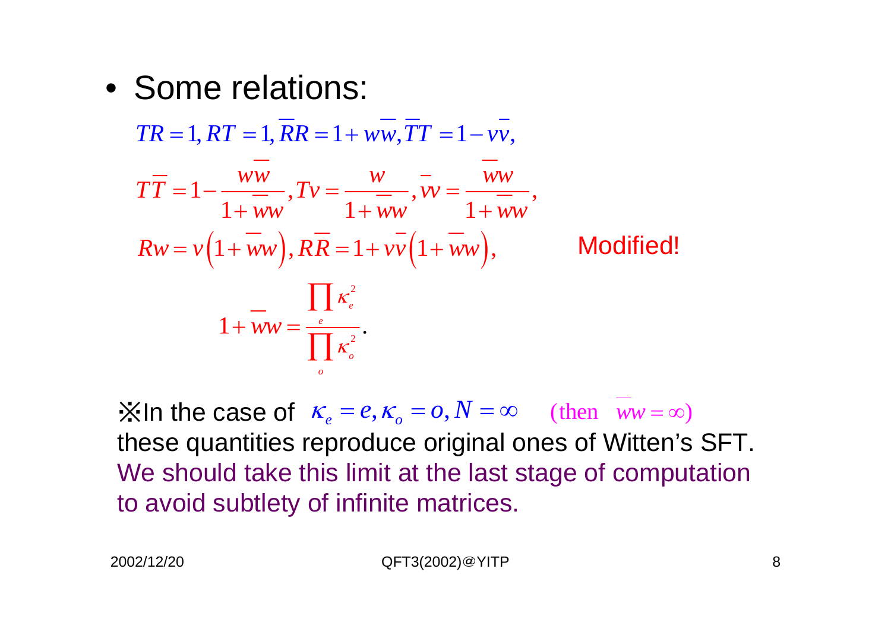- Some relations:

$$TR = 1, RT = 1, \overline{R}R = 1 + w\overline{w}, \overline{T}T = 1 - v\overline{v},$$

$$T\overline{T} = 1 - \frac{w\overline{w}}{1 + \overline{w}w}, Tv = \frac{w}{1 + \overline{w}w}, \overline{v}w = \frac{\overline{w}w}{1 + \overline{w}w},$$

$$Rw = v\left(1 + \overline{w}w\right), R\overline{R} = 1 + v\overline{v}\left(1 + \overline{w}w\right),$$

Modified!

$$1 + \overline{w}w = \frac{\prod_{e} \kappa_e^2}{\prod_{o} \kappa_o^2}.$$

※In the case of $\kappa_e = e, \kappa_o = o, N = \infty$ (then $\overline{w}w = \infty$) these quantities reproduce original ones of Witten's SFT. We should take this limit at the last stage of computation to avoid subtlety of infinite matrices.

2002/12/20 QFT3(2002)@YITP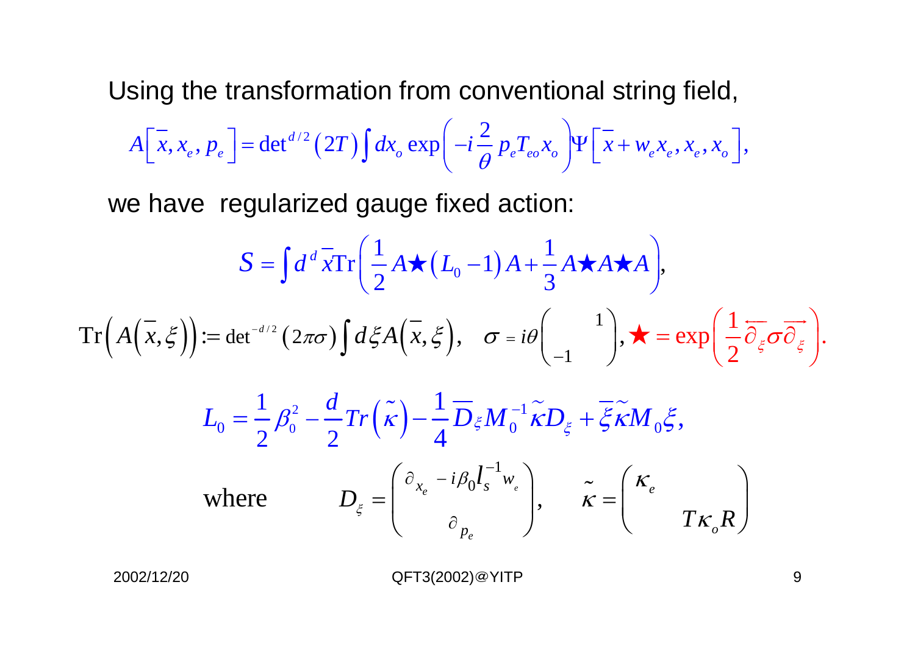Using the transformation from conventional string field,

$$A\left[\bar{x}, x_e, p_e\right] = \det{}^{d/2}\left(2T\right)\int dx_o \exp\left(-i\frac{2}{\theta}p_e T_{eo} x_o\right)\Psi\left[\bar{x} + w_e x_e, x_e, x_o\right],$$

we have regularized gauge fixed action:

$$S = \int d^d \bar{x} \,\mathrm{Tr}\left(\frac{1}{2}A \bigstar \left(L_0 - 1\right) A + \frac{1}{3} A \bigstar A \bigstar A\right),$$

$$\mathrm{Tr}\left(A\left(\bar{x}, \xi\right)\right) := \det{}^{-d/2}\left(2\pi\sigma\right)\int d\xi A\left(\bar{x}, \xi\right), \quad \sigma = i\theta\begin{pmatrix} & 1 \\ -1 & \end{pmatrix}, \bigstar = \exp\left(\frac{1}{2}\overleftarrow{\partial_\xi}\sigma\overrightarrow{\partial_\xi}\right).$$

$$L_0 = \frac{1}{2}\beta_0^2 - \frac{d}{2}Tr\left(\tilde{\kappa}\right) - \frac{1}{4}\overline{D}_\xi M_0^{-1}\tilde{\kappa} D_\xi + \bar{\xi}\tilde{\kappa} M_0 \xi,$$

$$\text{where} \qquad D_\xi = \begin{pmatrix} \partial_{x_e} - i\beta_0 l_s^{-1} w_e \\ \partial_{p_e} \end{pmatrix}, \qquad \tilde{\kappa} = \begin{pmatrix} \kappa_e & \\ & T\kappa_o R \end{pmatrix}$$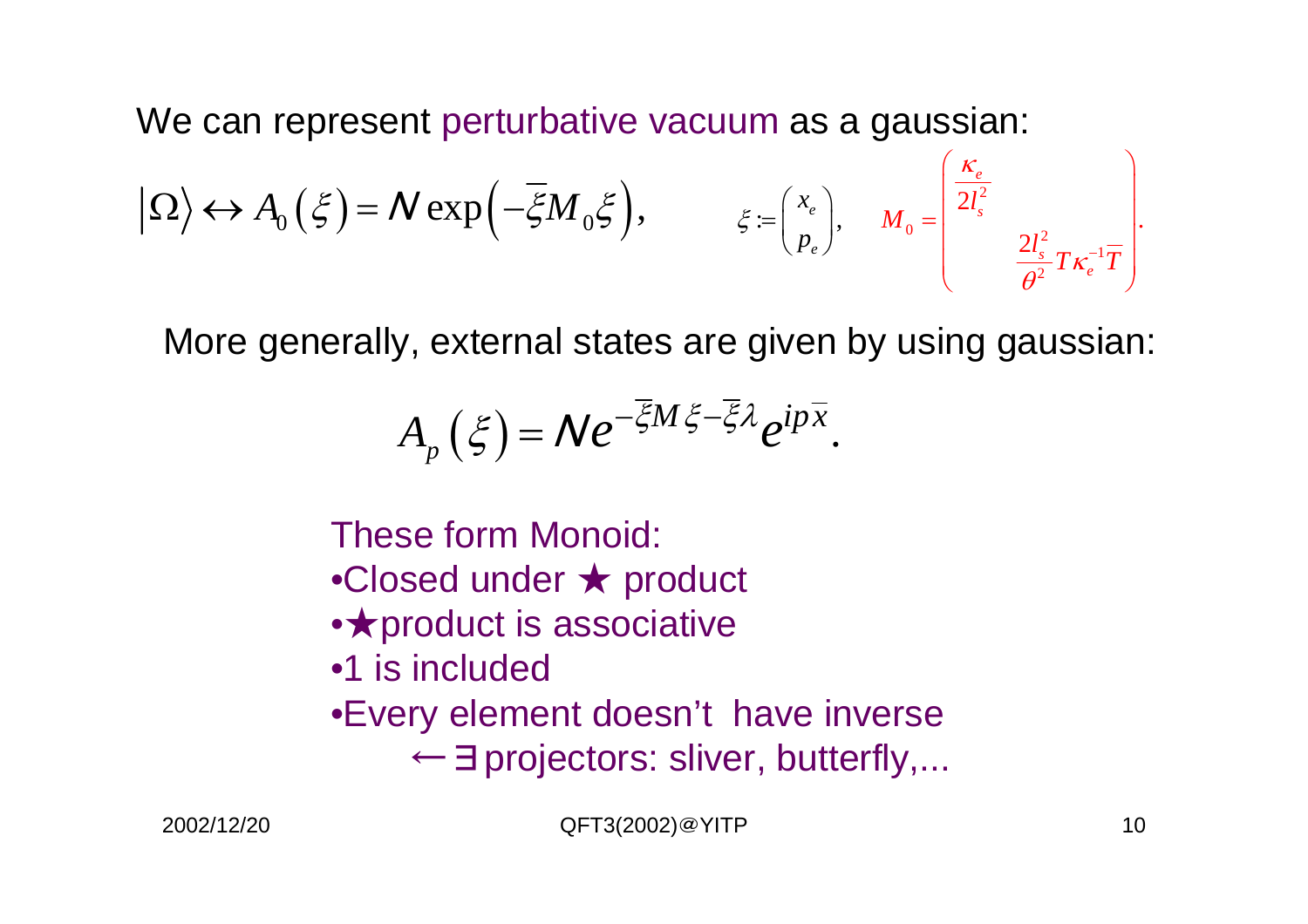We can represent perturbative vacuum as a gaussian:

$$|\Omega\rangle \leftrightarrow A_0(\xi) = \mathcal{N} \exp\left(-\overline{\xi} M_0 \xi\right), \qquad \xi := \begin{pmatrix} x_e \\ p_e \end{pmatrix}, \quad M_0 = \begin{pmatrix} \frac{\kappa_e}{2l_s^2} & \\ & \frac{2l_s^2}{\theta^2} T \kappa_e^{-1} \overline{T} \end{pmatrix}.$$

More generally, external states are given by using gaussian:

$$A_p(\xi) = \mathcal{N} e^{-\overline{\xi} M \xi - \overline{\xi}\lambda} e^{ip\overline{x}}.$$

These form Monoid:

- Closed under ★ product
- ★product is associative
- 1 is included
- Every element doesn't have inverse
  - ← ∃ projectors: sliver, butterfly,...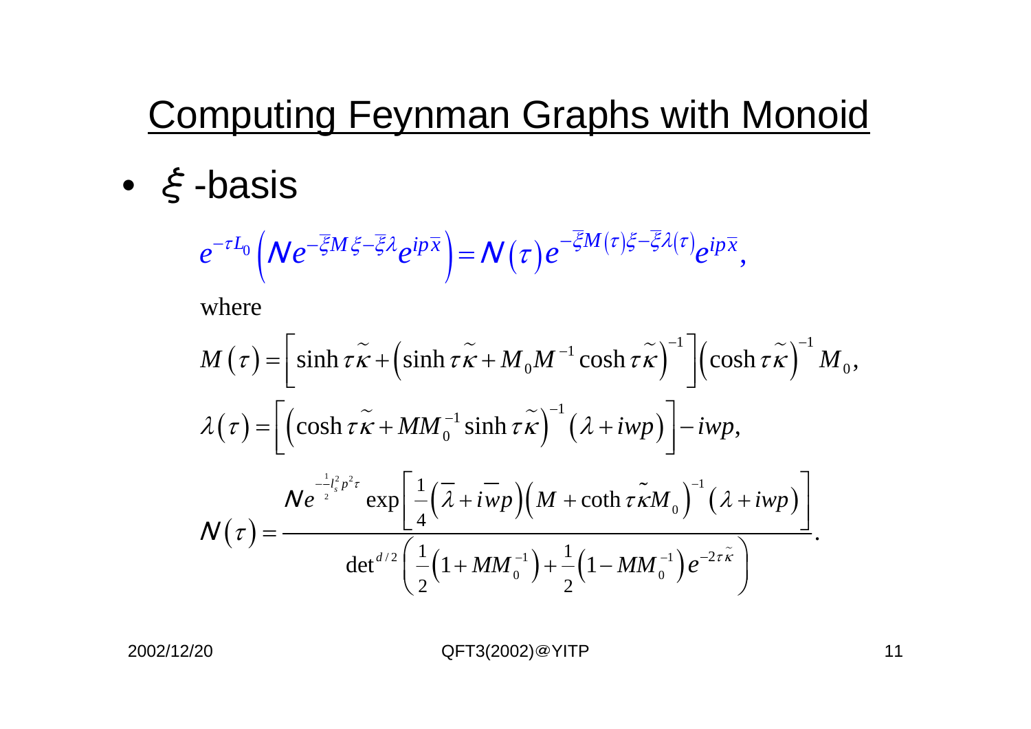# Computing Feynman Graphs with Monoid

- $\xi$ -basis

$$e^{-\tau L_0}\left(\mathcal{N}e^{-\bar{\xi}M\xi-\bar{\xi}\lambda}e^{ip\bar{x}}\right)=\mathcal{N}\left(\tau\right)e^{-\bar{\xi}M(\tau)\xi-\bar{\xi}\lambda(\tau)}e^{ip\bar{x}},$$

where

$$M\left(\tau\right)=\left[\sinh\tau\tilde{\kappa}+\left(\sinh\tau\tilde{\kappa}+M_0M^{-1}\cosh\tau\tilde{\kappa}\right)^{-1}\right]\left(\cosh\tau\tilde{\kappa}\right)^{-1}M_0,$$

$$\lambda\left(\tau\right)=\left[\left(\cosh\tau\tilde{\kappa}+MM_0^{-1}\sinh\tau\tilde{\kappa}\right)^{-1}\left(\lambda+iwp\right)\right]-iwp,$$

$$\mathcal{N}\left(\tau\right)=\frac{\mathcal{N}e^{-\frac{1}{2}l_s^2p^2\tau}\exp\left[\frac{1}{4}\left(\bar{\lambda}+i\bar{w}p\right)\left(M+\coth\tau\tilde{\kappa}M_0\right)^{-1}\left(\lambda+iwp\right)\right]}{\det^{d/2}\left(\frac{1}{2}\left(1+MM_0^{-1}\right)+\frac{1}{2}\left(1-MM_0^{-1}\right)e^{-2\tau\tilde{\kappa}}\right)}.$$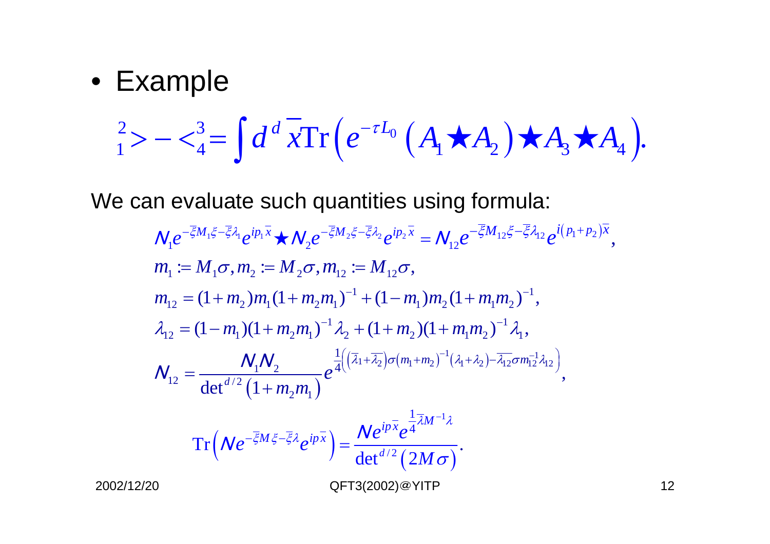- Example

$$ {}^{2}_{1}> - <^{3}_{4} = \int d^d \bar{x} \mathrm{Tr}\left( e^{-\tau L_0} \left( A_1 \bigstar A_2 \right) \bigstar A_3 \bigstar A_4 \right). $$

We can evaluate such quantities using formula:

$$ \mathcal{N}_1 e^{-\bar{\xi} M_1 \xi - \bar{\xi}\lambda_1} e^{ip_1 \bar{x}} \bigstar \mathcal{N}_2 e^{-\bar{\xi} M_2 \xi - \bar{\xi}\lambda_2} e^{ip_2 \bar{x}} = \mathcal{N}_{12} e^{-\bar{\xi} M_{12} \xi - \bar{\xi}\lambda_{12}} e^{i(p_1+p_2)\bar{x}}, $$

$$ m_1 := M_1 \sigma, m_2 := M_2 \sigma, m_{12} := M_{12} \sigma, $$

$$ m_{12} = (1+m_2) m_1 (1+m_2 m_1)^{-1} + (1-m_1) m_2 (1+m_1 m_2)^{-1}, $$

$$ \lambda_{12} = (1-m_1)(1+m_2 m_1)^{-1} \lambda_2 + (1+m_2)(1+m_1 m_2)^{-1} \lambda_1, $$

$$ \mathcal{N}_{12} = \frac{\mathcal{N}_1 \mathcal{N}_2}{\det^{d/2}\left(1+m_2 m_1\right)} e^{\frac{1}{4}\left( \left( \overline{\lambda_1} + \overline{\lambda_2} \right) \sigma \left( m_1 + m_2 \right)^{-1} \left( \lambda_1 + \lambda_2 \right) - \overline{\lambda_{12}} \sigma m_{12}^{-1} \lambda_{12} \right)}, $$

$$ \mathrm{Tr}\left( \mathcal{N} e^{-\bar{\xi} M \xi - \bar{\xi}\lambda} e^{ip\bar{x}} \right) = \frac{\mathcal{N} e^{ip\bar{x}} e^{\frac{1}{4}\bar{\lambda} M^{-1} \lambda}}{\det^{d/2}\left(2M\sigma\right)}. $$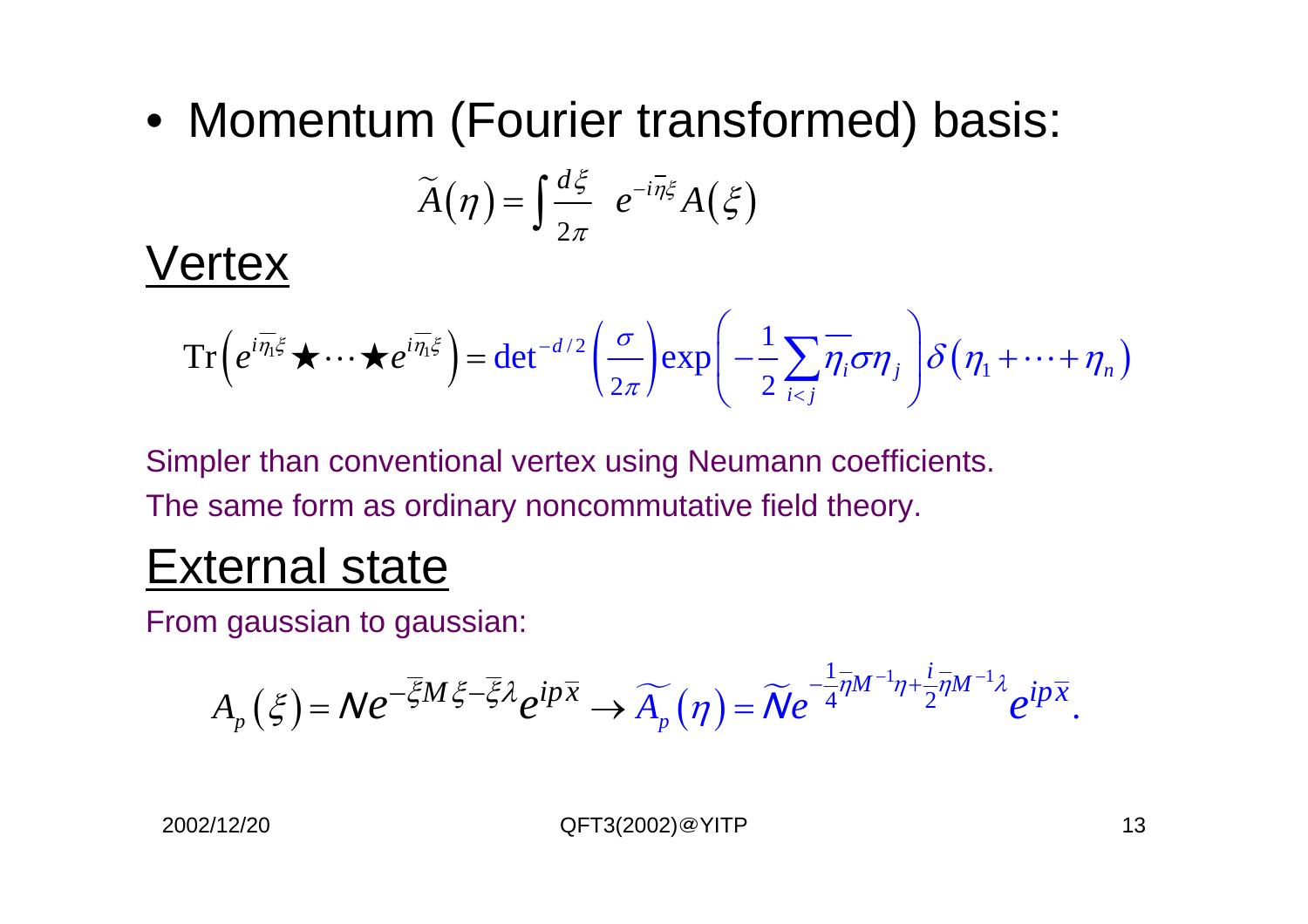- Momentum (Fourier transformed) basis:

$$\widetilde{A}(\eta) = \int \frac{d\xi}{2\pi} \; e^{-i\bar{\eta}\xi} A(\xi)$$

## Vertex

$$\mathrm{Tr}\left(e^{i\bar{\eta}_1\xi} \star \cdots \star e^{i\bar{\eta}_1\xi}\right) = \det{}^{-d/2}\left(\frac{\sigma}{2\pi}\right)\exp\left(-\frac{1}{2}\sum_{i<j}\overline{\eta_i}\sigma\eta_j\right)\delta\left(\eta_1 + \cdots + \eta_n\right)$$

Simpler than conventional vertex using Neumann coefficients.

The same form as ordinary noncommutative field theory.

## External state

From gaussian to gaussian:

$$A_p(\xi) = Ne^{-\bar{\xi}M\xi - \bar{\xi}\lambda}e^{ip\bar{x}} \to \widetilde{A_p}(\eta) = \widetilde{N}e^{-\frac{1}{4}\bar{\eta}M^{-1}\eta + \frac{i}{2}\bar{\eta}M^{-1}\lambda}e^{ip\bar{x}}.$$

2002/12/20 QFT3(2002)@YITP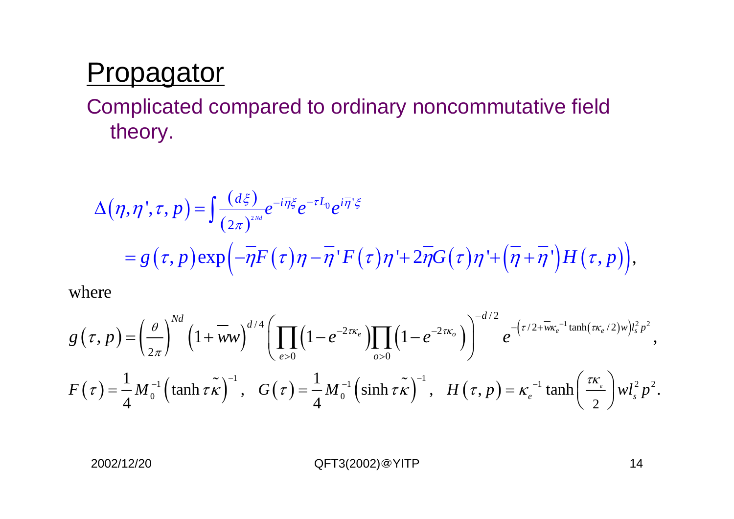# Propagator

Complicated compared to ordinary noncommutative field theory.

$$
\begin{aligned}
\Delta\left(\eta,\eta',\tau,p\right) &= \int \frac{\left(d\xi\right)}{\left(2\pi\right)^{2Nd}} e^{-i\bar{\eta}\xi} e^{-\tau L_0} e^{i\bar{\eta}'\xi} \\
&= g\left(\tau,p\right)\exp\left(-\bar{\eta}F\left(\tau\right)\eta - \bar{\eta}'F\left(\tau\right)\eta' + 2\bar{\eta}G\left(\tau\right)\eta' + \left(\bar{\eta}+\bar{\eta}'\right)H\left(\tau,p\right)\right),
\end{aligned}
$$

where

$$
g\left(\tau,p\right) = \left(\frac{\theta}{2\pi}\right)^{Nd}\left(1+\bar{w}w\right)^{d/4}\left(\prod_{e>0}\left(1-e^{-2\tau\kappa_e}\right)\prod_{o>0}\left(1-e^{-2\tau\kappa_o}\right)\right)^{-d/2} e^{-\left(\tau/2+\bar{w}\kappa_e^{-1}\tanh\left(\tau\kappa_e/2\right)w\right)l_s^2p^2},
$$

$$
F\left(\tau\right) = \frac{1}{4}M_0^{-1}\left(\tanh\tau\tilde{\kappa}\right)^{-1}, \quad G\left(\tau\right) = \frac{1}{4}M_0^{-1}\left(\sinh\tau\tilde{\kappa}\right)^{-1}, \quad H\left(\tau,p\right) = \kappa_e^{-1}\tanh\left(\frac{\tau\kappa_e}{2}\right)wl_s^2p^2.
$$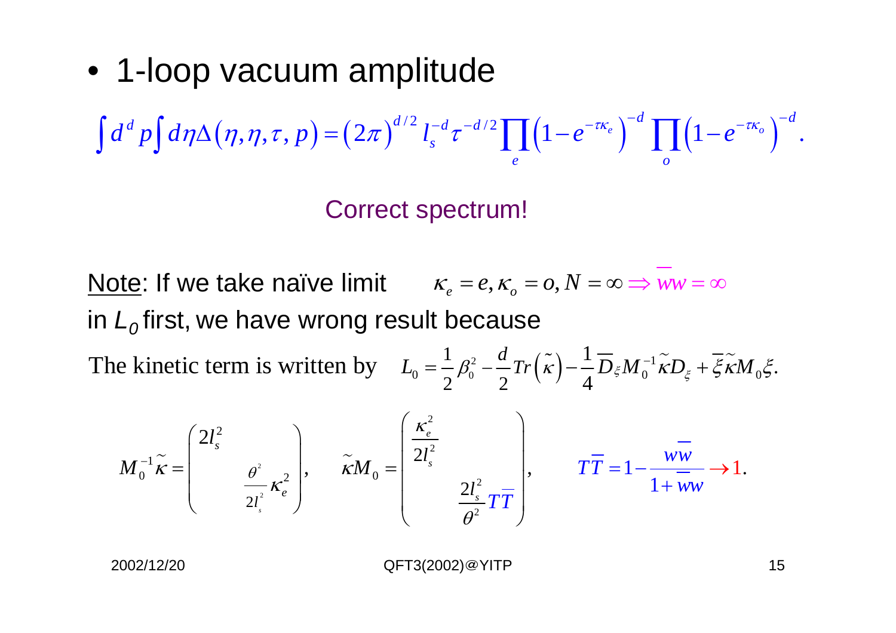- 1-loop vacuum amplitude

$$\int d^d p \int d\eta \Delta(\eta,\eta,\tau,p) = (2\pi)^{d/2} l_s^{-d} \tau^{-d/2} \prod_e \left(1-e^{-\tau\kappa_e}\right)^{-d} \prod_o \left(1-e^{-\tau\kappa_o}\right)^{-d}.$$

Correct spectrum!

Note: If we take naïve limit $\kappa_e = e, \kappa_o = o, N = \infty \Rightarrow \bar{w}w = \infty$ in $L_0$ first, we have wrong result because

The kinetic term is written by $L_0 = \frac{1}{2}\beta_0^2 - \frac{d}{2}Tr\left(\tilde{\kappa}\right) - \frac{1}{4}\bar{D}_\xi M_0^{-1}\tilde{\kappa}D_\xi + \bar{\xi}\tilde{\kappa}M_0\xi.$

$$M_0^{-1}\tilde{\kappa} = \begin{pmatrix} 2l_s^2 & \\ & \frac{\theta^2}{2l_s^2}\kappa_e^2 \end{pmatrix}, \qquad \tilde{\kappa}M_0 = \begin{pmatrix} \frac{\kappa_e^2}{2l_s^2} & \\ & \frac{2l_s^2}{\theta^2}T\bar{T} \end{pmatrix}, \qquad T\bar{T} = 1 - \frac{w\bar{w}}{1+\bar{w}w} \to 1.$$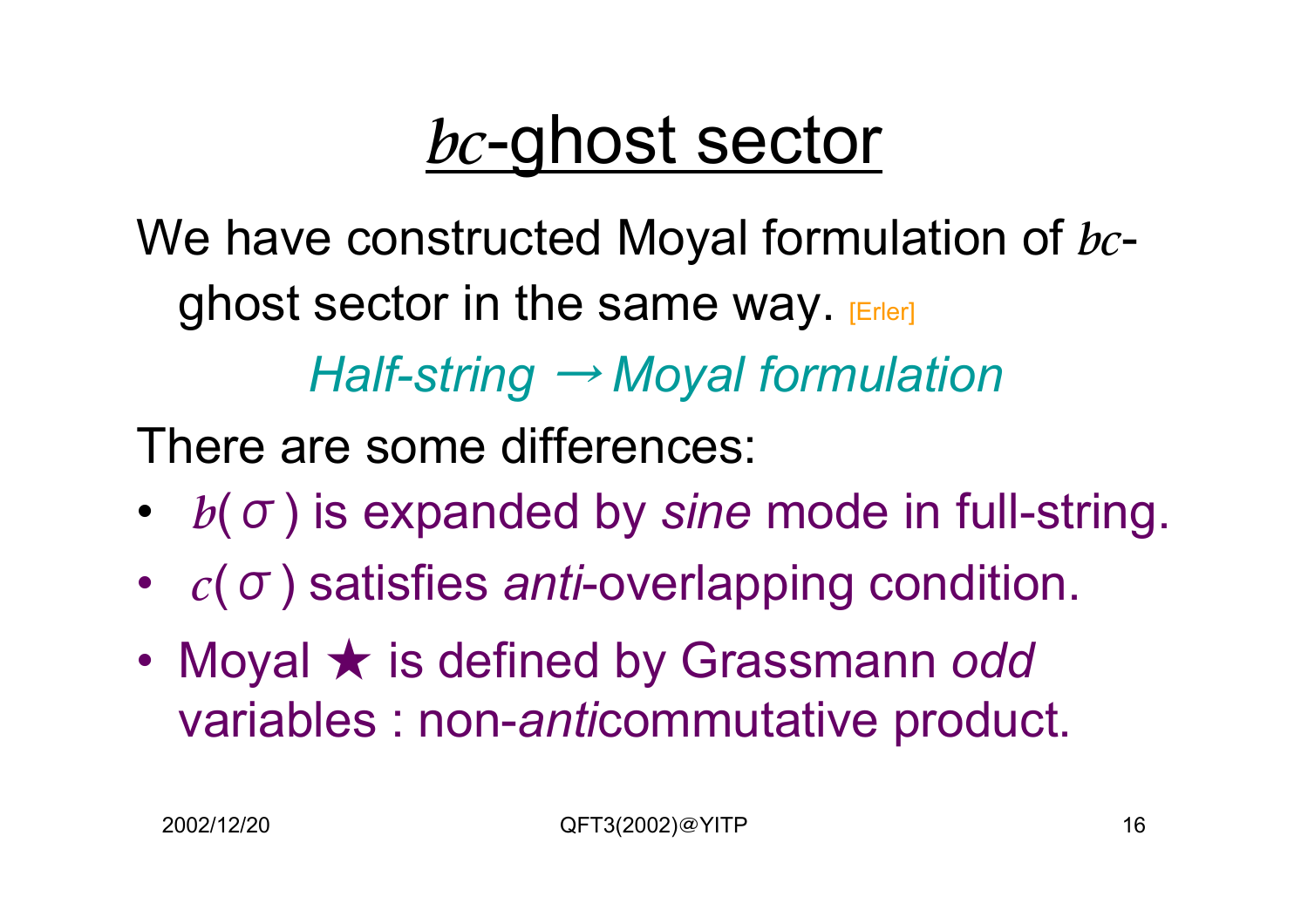# $bc$-ghost sector

We have constructed Moyal formulation of $bc$-ghost sector in the same way. [Erler]

*Half-string → Moyal formulation*

There are some differences:

- $b(\sigma)$ is expanded by *sine* mode in full-string.
- $c(\sigma)$ satisfies *anti*-overlapping condition.
- Moyal ★ is defined by Grassmann *odd* variables : non-*anti*commutative product.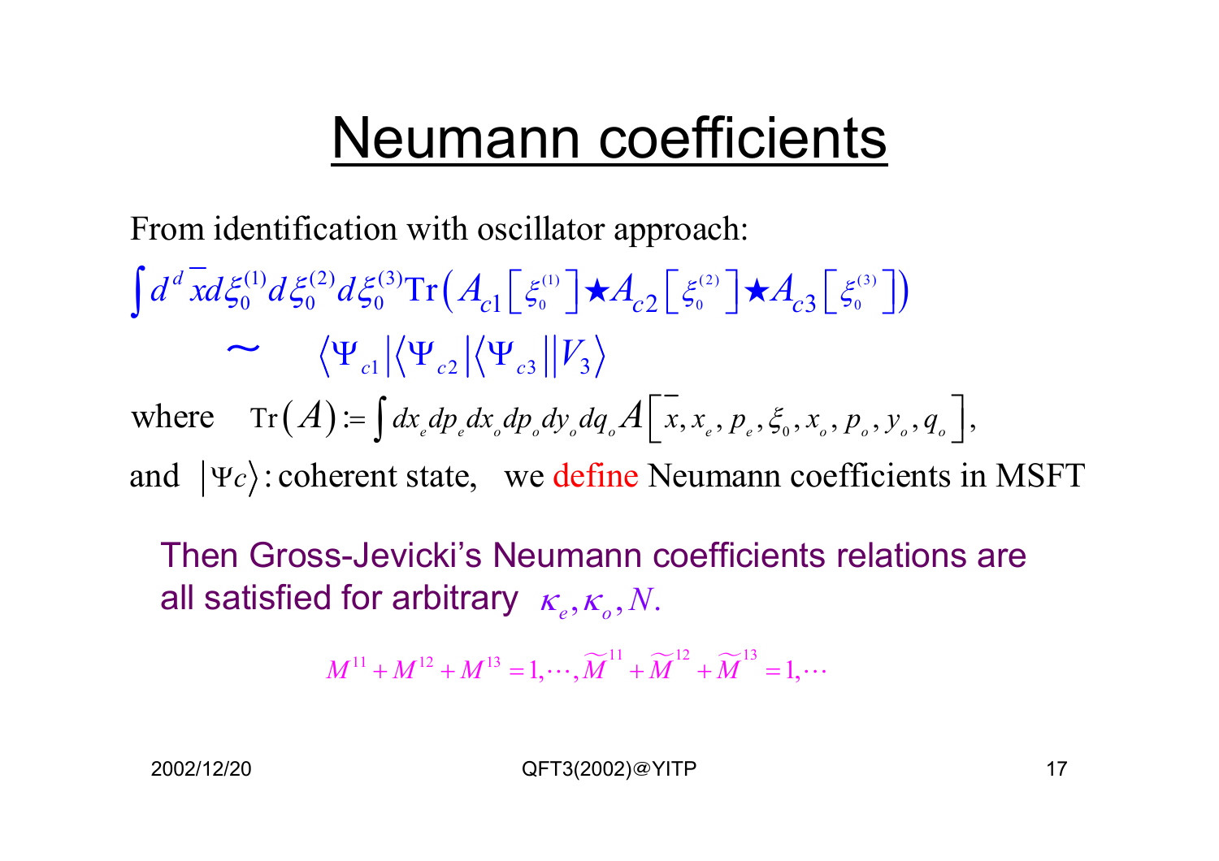# Neumann coefficients

From identification with oscillator approach:

$$\int d^d \bar{x} d\xi_0^{(1)} d\xi_0^{(2)} d\xi_0^{(3)} \mathrm{Tr}\left( A_{c1}\left[\xi_0^{(1)}\right] \star A_{c2}\left[\xi_0^{(2)}\right] \star A_{c3}\left[\xi_0^{(3)}\right] \right)$$

$$\sim \quad \langle \Psi_{c1} | \langle \Psi_{c2} | \langle \Psi_{c3} || V_3 \rangle$$

where $\mathrm{Tr}(A) := \int dx_e dp_e dx_o dp_o dy_o dq_o A\left[\bar{x}, x_e, p_e, \xi_0, x_o, p_o, y_o, q_o\right],$

and $|\Psi c\rangle$ : coherent state, we define Neumann coefficients in MSFT

Then Gross-Jevicki's Neumann coefficients relations are all satisfied for arbitrary $\kappa_e, \kappa_o, N$.

$$M^{11} + M^{12} + M^{13} = 1, \cdots, \widetilde{M}^{11} + \widetilde{M}^{12} + \widetilde{M}^{13} = 1, \cdots$$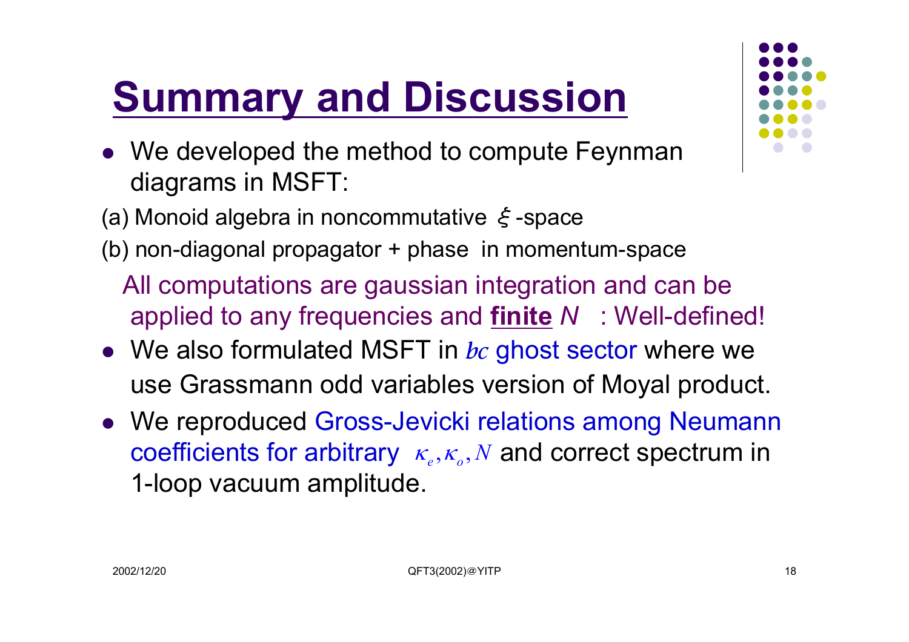# Summary and Discussion

- We developed the method to compute Feynman diagrams in MSFT:

(a) Monoid algebra in noncommutative $\xi$-space

(b) non-diagonal propagator + phase in momentum-space

All computations are gaussian integration and can be applied to any frequencies and **finite** $N$ : Well-defined!

- We also formulated MSFT in $bc$ ghost sector where we use Grassmann odd variables version of Moyal product.
- We reproduced Gross-Jevicki relations among Neumann coefficients for arbitrary $\kappa_e, \kappa_o, N$ and correct spectrum in 1-loop vacuum amplitude.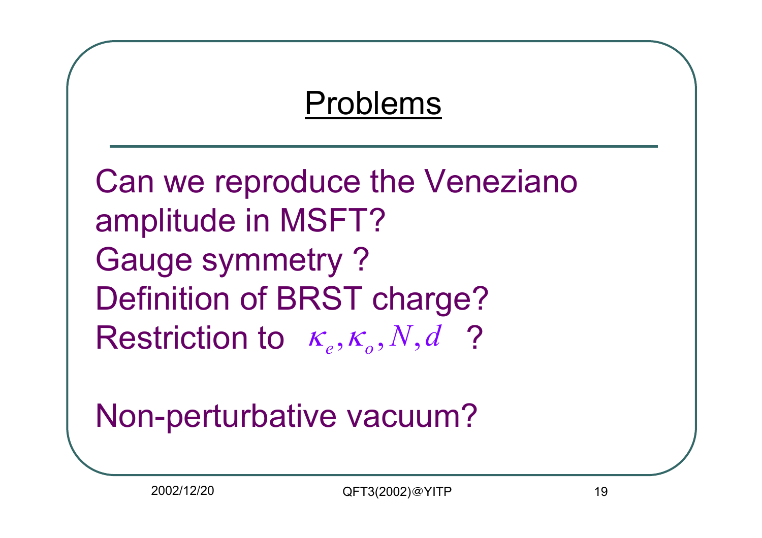# Problems

Can we reproduce the Veneziano amplitude in MSFT?

Gauge symmetry ?

Definition of BRST charge?

Restriction to $\kappa_e, \kappa_o, N, d$ ?

Non-perturbative vacuum?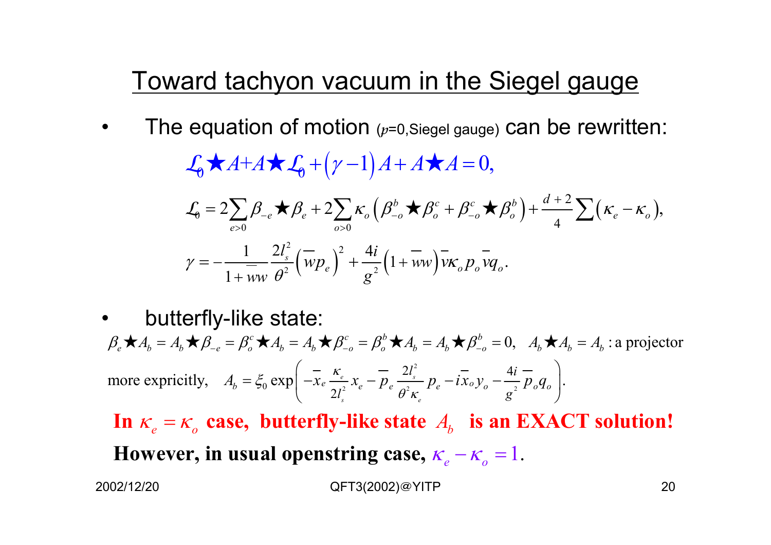# Toward tachyon vacuum in the Siegel gauge

- The equation of motion ($p$=0,Siegel gauge) can be rewritten:

$$\mathcal{L}_0 \bigstar A + A \bigstar \mathcal{L}_0 + (\gamma - 1) A + A \bigstar A = 0,$$

$$\mathcal{L}_0 = 2\sum_{e>0} \beta_{-e} \bigstar \beta_e + 2\sum_{o>0} \kappa_o \left( \beta^b_{-o} \bigstar \beta^c_o + \beta^c_{-o} \bigstar \beta^b_o \right) + \frac{d+2}{4} \sum (\kappa_e - \kappa_o),$$

$$\gamma = -\frac{1}{1+\overline{w}w} \frac{2l_s^2}{\theta^2} \left( \overline{w} p_e \right)^2 + \frac{4i}{g^2} \left( 1 + \overline{w}w \right) \overline{v} \kappa_o p_o \overline{v} q_o .$$

- butterfly-like state:

$\beta_e \bigstar A_b = A_b \bigstar \beta_{-e} = \beta^c_o \bigstar A_b = A_b \bigstar \beta^c_{-o} = \beta^b_o \bigstar A_b = A_b \bigstar \beta^b_{-o} = 0, \quad A_b \bigstar A_b = A_b$ : a projector

more expricitly, $\quad A_b = \xi_0 \exp\left( -\overline{x}_e \frac{\kappa_e}{2l_s^2} x_e - \overline{p}_e \frac{2l_s^2}{\theta^2 \kappa_e} p_e - i\overline{x}_o y_o - \frac{4i}{g^2} \overline{p}_o q_o \right).$

**In $\kappa_e = \kappa_o$ case, butterfly-like state $A_b$ is an EXACT solution!**

**However, in usual openstring case, $\kappa_e - \kappa_o = 1$.**